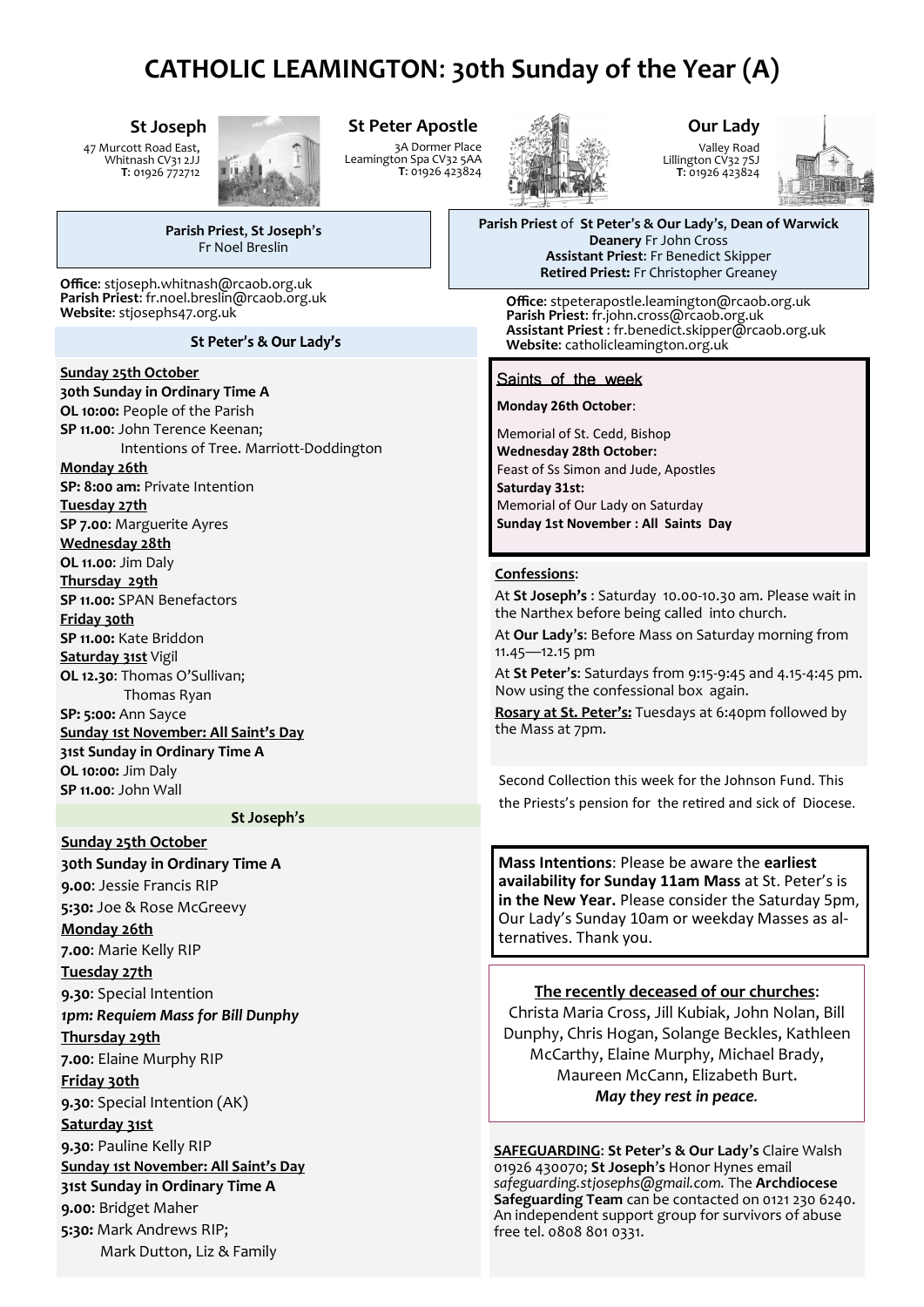# CATHOLIC LEAMINGTON: 30th Sunday of the Year (A)

### St Joseph

47 Murcott Road East,
Whitnash CV31 2JJ
**T**: 01926 772712

### St Peter Apostle

3A Dormer Place
Leamington Spa CV32 5AA
**T**: 01926 423824

### Our Lady

Valley Road
Lillington CV32 7SJ
**T**: 01926 423824

**Parish Priest, St Joseph's**
Fr Noel Breslin

**Office**: stjoseph.whitnash@rcaob.org.uk
**Parish Priest**: fr.noel.breslin@rcaob.org.uk
**Website**: stjosephs47.org.uk

**Parish Priest** of **St Peter's & Our Lady's**, **Dean of Warwick Deanery** Fr John Cross
**Assistant Priest**: Fr Benedict Skipper
**Retired Priest:** Fr Christopher Greaney

**Office**: stpeterapostle.leamington@rcaob.org.uk
**Parish Priest**: fr.john.cross@rcaob.org.uk
**Assistant Priest** : fr.benedict.skipper@rcaob.org.uk
**Website**: catholicleamington.org.uk

## St Peter's & Our Lady's

**Sunday 25th October**
**30th Sunday in Ordinary Time A**
**OL 10:00:** People of the Parish
**SP 11.00**: John Terence Keenan;
Intentions of Tree. Marriott-Doddington
**Monday 26th**
**SP: 8:00 am:** Private Intention
**Tuesday 27th**
**SP 7.00**: Marguerite Ayres
**Wednesday 28th**
**OL 11.00**: Jim Daly
**Thursday 29th**
**SP 11.00:** SPAN Benefactors
**Friday 30th**
**SP 11.00:** Kate Briddon
**Saturday 31st** Vigil
**OL 12.30**: Thomas O'Sullivan;
Thomas Ryan
**SP: 5:00:** Ann Sayce
**Sunday 1st November: All Saint's Day**
**31st Sunday in Ordinary Time A**
**OL 10:00:** Jim Daly
**SP 11.00**: John Wall

## St Joseph's

**Sunday 25th October**
**30th Sunday in Ordinary Time A**
**9.00**: Jessie Francis RIP
**5:30:** Joe & Rose McGreevy
**Monday 26th**
**7.00**: Marie Kelly RIP
**Tuesday 27th**
**9.30**: Special Intention
***1pm: Requiem Mass for Bill Dunphy***
**Thursday 29th**
**7.00**: Elaine Murphy RIP
**Friday 30th**
**9.30**: Special Intention (AK)
**Saturday 31st**
**9.30**: Pauline Kelly RIP
**Sunday 1st November: All Saint's Day**
**31st Sunday in Ordinary Time A**
**9.00**: Bridget Maher
**5:30:** Mark Andrews RIP;
Mark Dutton, Liz & Family

## Saints of the week

**Monday 26th October**:
Memorial of St. Cedd, Bishop
**Wednesday 28th October:**
Feast of Ss Simon and Jude, Apostles
**Saturday 31st:**
Memorial of Our Lady on Saturday
**Sunday 1st November : All Saints Day**

**Confessions**:

At **St Joseph's** : Saturday 10.00-10.30 am. Please wait in the Narthex before being called into church.

At **Our Lady's**: Before Mass on Saturday morning from 11.45—12.15 pm

At **St Peter's**: Saturdays from 9:15-9:45 and 4.15-4:45 pm. Now using the confessional box again.

**Rosary at St. Peter's:** Tuesdays at 6:40pm followed by the Mass at 7pm.

Second Collection this week for the Johnson Fund. This the Priests's pension for the retired and sick of Diocese.

**Mass Intentions**: Please be aware the **earliest availability for Sunday 11am Mass** at St. Peter's is **in the New Year.** Please consider the Saturday 5pm, Our Lady's Sunday 10am or weekday Masses as alternatives. Thank you.

**The recently deceased of our churches**:
Christa Maria Cross, Jill Kubiak, John Nolan, Bill Dunphy, Chris Hogan, Solange Beckles, Kathleen McCarthy, Elaine Murphy, Michael Brady, Maureen McCann, Elizabeth Burt.
***May they rest in peace.***

**SAFEGUARDING**: **St Peter's & Our Lady's** Claire Walsh 01926 430070; **St Joseph's** Honor Hynes email *safeguarding.stjosephs@gmail.com.* The **Archdiocese Safeguarding Team** can be contacted on 0121 230 6240. An independent support group for survivors of abuse free tel. 0808 801 0331.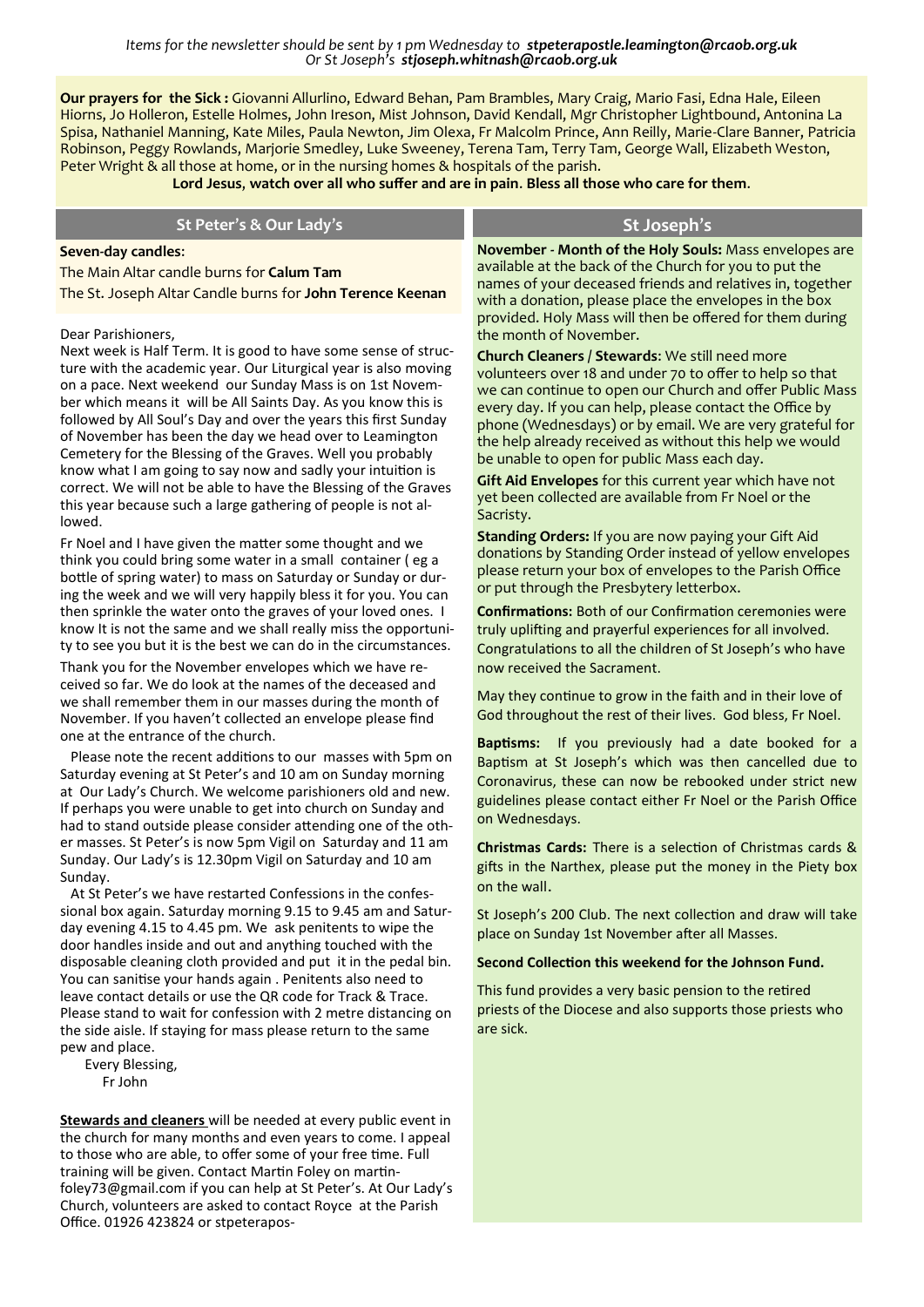*Items for the newsletter should be sent by 1 pm Wednesday to* ***stpeterapostle.leamington@rcaob.org.uk***
*Or St Joseph's* ***stjoseph.whitnash@rcaob.org.uk***

**Our prayers for the Sick :** Giovanni Allurlino, Edward Behan, Pam Brambles, Mary Craig, Mario Fasi, Edna Hale, Eileen Hiorns, Jo Holleron, Estelle Holmes, John Ireson, Mist Johnson, David Kendall, Mgr Christopher Lightbound, Antonina La Spisa, Nathaniel Manning, Kate Miles, Paula Newton, Jim Olexa, Fr Malcolm Prince, Ann Reilly, Marie-Clare Banner, Patricia Robinson, Peggy Rowlands, Marjorie Smedley, Luke Sweeney, Terena Tam, Terry Tam, George Wall, Elizabeth Weston, Peter Wright & all those at home, or in the nursing homes & hospitals of the parish.

**Lord Jesus, watch over all who suffer and are in pain. Bless all those who care for them.**

## St Peter's & Our Lady's

**Seven-day candles:**

The Main Altar candle burns for **Calum Tam**

The St. Joseph Altar Candle burns for **John Terence Keenan**

Dear Parishioners,

Next week is Half Term. It is good to have some sense of structure with the academic year. Our Liturgical year is also moving on a pace. Next weekend our Sunday Mass is on 1st November which means it will be All Saints Day. As you know this is followed by All Soul's Day and over the years this first Sunday of November has been the day we head over to Leamington Cemetery for the Blessing of the Graves. Well you probably know what I am going to say now and sadly your intuition is correct. We will not be able to have the Blessing of the Graves this year because such a large gathering of people is not allowed.

Fr Noel and I have given the matter some thought and we think you could bring some water in a small container ( eg a bottle of spring water) to mass on Saturday or Sunday or during the week and we will very happily bless it for you. You can then sprinkle the water onto the graves of your loved ones. I know It is not the same and we shall really miss the opportunity to see you but it is the best we can do in the circumstances.

Thank you for the November envelopes which we have received so far. We do look at the names of the deceased and we shall remember them in our masses during the month of November. If you haven't collected an envelope please find one at the entrance of the church.

Please note the recent additions to our masses with 5pm on Saturday evening at St Peter's and 10 am on Sunday morning at Our Lady's Church. We welcome parishioners old and new. If perhaps you were unable to get into church on Sunday and had to stand outside please consider attending one of the other masses. St Peter's is now 5pm Vigil on Saturday and 11 am Sunday. Our Lady's is 12.30pm Vigil on Saturday and 10 am Sunday.

At St Peter's we have restarted Confessions in the confessional box again. Saturday morning 9.15 to 9.45 am and Saturday evening 4.15 to 4.45 pm. We ask penitents to wipe the door handles inside and out and anything touched with the disposable cleaning cloth provided and put it in the pedal bin. You can sanitise your hands again . Penitents also need to leave contact details or use the QR code for Track & Trace. Please stand to wait for confession with 2 metre distancing on the side aisle. If staying for mass please return to the same pew and place.

Every Blessing,

Fr John

**Stewards and cleaners** will be needed at every public event in the church for many months and even years to come. I appeal to those who are able, to offer some of your free time. Full training will be given. Contact Martin Foley on martinfoley73@gmail.com if you can help at St Peter's. At Our Lady's Church, volunteers are asked to contact Royce at the Parish Office. 01926 423824 or stpeterapos-

## St Joseph's

**November - Month of the Holy Souls:** Mass envelopes are available at the back of the Church for you to put the names of your deceased friends and relatives in, together with a donation, please place the envelopes in the box provided. Holy Mass will then be offered for them during the month of November.

**Church Cleaners / Stewards:** We still need more volunteers over 18 and under 70 to offer to help so that we can continue to open our Church and offer Public Mass every day. If you can help, please contact the Office by phone (Wednesdays) or by email. We are very grateful for the help already received as without this help we would be unable to open for public Mass each day.

**Gift Aid Envelopes** for this current year which have not yet been collected are available from Fr Noel or the Sacristy.

**Standing Orders:** If you are now paying your Gift Aid donations by Standing Order instead of yellow envelopes please return your box of envelopes to the Parish Office or put through the Presbytery letterbox.

**Confirmations:** Both of our Confirmation ceremonies were truly uplifting and prayerful experiences for all involved. Congratulations to all the children of St Joseph's who have now received the Sacrament.

May they continue to grow in the faith and in their love of God throughout the rest of their lives. God bless, Fr Noel.

**Baptisms:** If you previously had a date booked for a Baptism at St Joseph's which was then cancelled due to Coronavirus, these can now be rebooked under strict new guidelines please contact either Fr Noel or the Parish Office on Wednesdays.

**Christmas Cards:** There is a selection of Christmas cards & gifts in the Narthex, please put the money in the Piety box on the wall.

St Joseph's 200 Club. The next collection and draw will take place on Sunday 1st November after all Masses.

**Second Collection this weekend for the Johnson Fund.**

This fund provides a very basic pension to the retired priests of the Diocese and also supports those priests who are sick.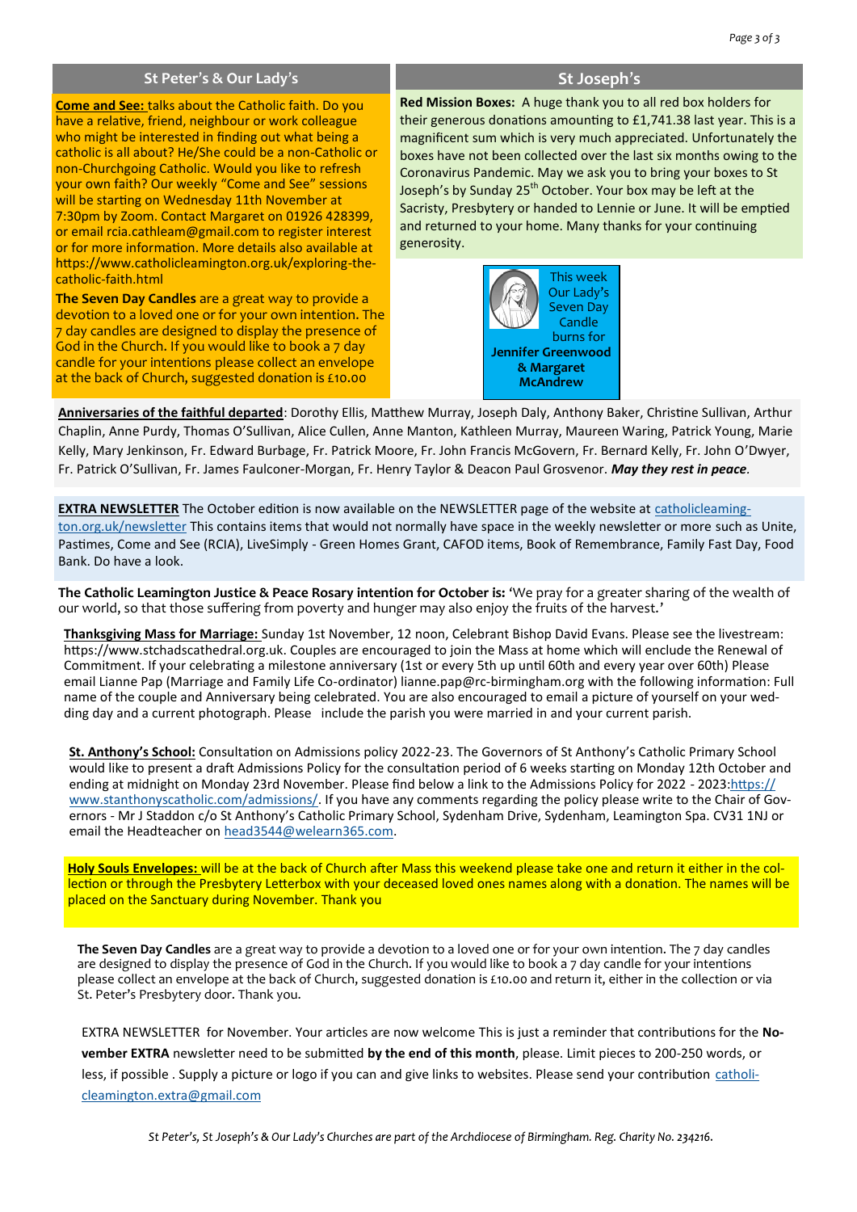## St Peter's & Our Lady's

**Come and See:** talks about the Catholic faith. Do you have a relative, friend, neighbour or work colleague who might be interested in finding out what being a catholic is all about? He/She could be a non-Catholic or non-Churchgoing Catholic. Would you like to refresh your own faith? Our weekly "Come and See" sessions will be starting on Wednesday 11th November at 7:30pm by Zoom. Contact Margaret on 01926 428399, or email rcia.cathleam@gmail.com to register interest or for more information. More details also available at https://www.catholicleamington.org.uk/exploring-the-catholic-faith.html

**The Seven Day Candles** are a great way to provide a devotion to a loved one or for your own intention. The 7 day candles are designed to display the presence of God in the Church. If you would like to book a 7 day candle for your intentions please collect an envelope at the back of Church, suggested donation is £10.00

## St Joseph's

**Red Mission Boxes:** A huge thank you to all red box holders for their generous donations amounting to £1,741.38 last year. This is a magnificent sum which is very much appreciated. Unfortunately the boxes have not been collected over the last six months owing to the Coronavirus Pandemic. May we ask you to bring your boxes to St Joseph's by Sunday 25th October. Your box may be left at the Sacristy, Presbytery or handed to Lennie or June. It will be emptied and returned to your home. Many thanks for your continuing generosity.

This week Our Lady's Seven Day Candle burns for **Jennifer Greenwood & Margaret McAndrew**

**Anniversaries of the faithful departed**: Dorothy Ellis, Matthew Murray, Joseph Daly, Anthony Baker, Christine Sullivan, Arthur Chaplin, Anne Purdy, Thomas O'Sullivan, Alice Cullen, Anne Manton, Kathleen Murray, Maureen Waring, Patrick Young, Marie Kelly, Mary Jenkinson, Fr. Edward Burbage, Fr. Patrick Moore, Fr. John Francis McGovern, Fr. Bernard Kelly, Fr. John O'Dwyer, Fr. Patrick O'Sullivan, Fr. James Faulconer-Morgan, Fr. Henry Taylor & Deacon Paul Grosvenor. ***May they rest in peace.***

**EXTRA NEWSLETTER** The October edition is now available on the NEWSLETTER page of the website at catholicleamington.org.uk/newsletter This contains items that would not normally have space in the weekly newsletter or more such as Unite, Pastimes, Come and See (RCIA), LiveSimply - Green Homes Grant, CAFOD items, Book of Remembrance, Family Fast Day, Food Bank. Do have a look.

**The Catholic Leamington Justice & Peace Rosary intention for October is:** 'We pray for a greater sharing of the wealth of our world, so that those suffering from poverty and hunger may also enjoy the fruits of the harvest.'

**Thanksgiving Mass for Marriage:** Sunday 1st November, 12 noon, Celebrant Bishop David Evans. Please see the livestream: https://www.stchadscathedral.org.uk. Couples are encouraged to join the Mass at home which will enclude the Renewal of Commitment. If your celebrating a milestone anniversary (1st or every 5th up until 60th and every year over 60th) Please email Lianne Pap (Marriage and Family Life Co-ordinator) lianne.pap@rc-birmingham.org with the following information: Full name of the couple and Anniversary being celebrated. You are also encouraged to email a picture of yourself on your wedding day and a current photograph. Please include the parish you were married in and your current parish.

**St. Anthony's School:** Consultation on Admissions policy 2022-23. The Governors of St Anthony's Catholic Primary School would like to present a draft Admissions Policy for the consultation period of 6 weeks starting on Monday 12th October and ending at midnight on Monday 23rd November. Please find below a link to the Admissions Policy for 2022 - 2023:https://www.stanthonyscatholic.com/admissions/. If you have any comments regarding the policy please write to the Chair of Governors - Mr J Staddon c/o St Anthony's Catholic Primary School, Sydenham Drive, Sydenham, Leamington Spa. CV31 1NJ or email the Headteacher on head3544@welearn365.com.

**Holy Souls Envelopes:** will be at the back of Church after Mass this weekend please take one and return it either in the collection or through the Presbytery Letterbox with your deceased loved ones names along with a donation. The names will be placed on the Sanctuary during November. Thank you

**The Seven Day Candles** are a great way to provide a devotion to a loved one or for your own intention. The 7 day candles are designed to display the presence of God in the Church. If you would like to book a 7 day candle for your intentions please collect an envelope at the back of Church, suggested donation is £10.00 and return it, either in the collection or via St. Peter's Presbytery door. Thank you.

EXTRA NEWSLETTER for November. Your articles are now welcome This is just a reminder that contributions for the **November EXTRA** newsletter need to be submitted **by the end of this month**, please. Limit pieces to 200-250 words, or less, if possible . Supply a picture or logo if you can and give links to websites. Please send your contribution catholicleamington.extra@gmail.com

*St Peter's, St Joseph's & Our Lady's Churches are part of the Archdiocese of Birmingham. Reg. Charity No. 234216.*